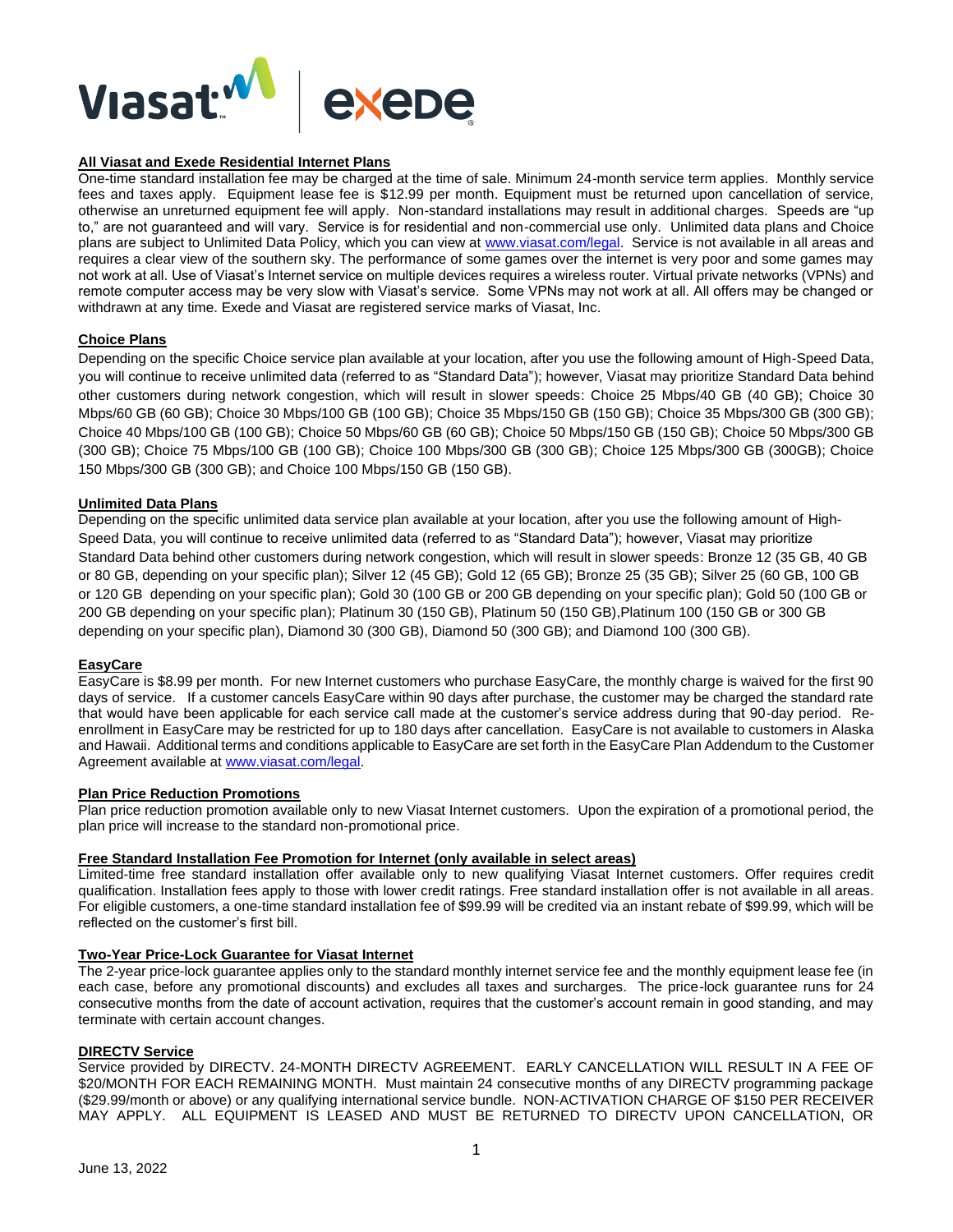**All Viasat and Exede Residential Internet Plans**

One-time standard installation fee may be charged at the time of sale. Minimum 24-month service term applies. Monthly service fees and taxes apply. Equipment lease fee is $12.99 per month. Equipment must be returned upon cancellation of service, otherwise an unreturned equipment fee will apply. Non-standard installations may result in additional charges. Speeds are "up to," are not guaranteed and will vary. Service is for residential and non-commercial use only. Unlimited data plans and Choice plans are subject to Unlimited Data Policy, which you can view at www.viasat.com/legal. Service is not available in all areas and requires a clear view of the southern sky. The performance of some games over the internet is very poor and some games may not work at all. Use of Viasat's Internet service on multiple devices requires a wireless router. Virtual private networks (VPNs) and remote computer access may be very slow with Viasat's service. Some VPNs may not work at all. All offers may be changed or withdrawn at any time. Exede and Viasat are registered service marks of Viasat, Inc.

**Choice Plans**

Depending on the specific Choice service plan available at your location, after you use the following amount of High-Speed Data, you will continue to receive unlimited data (referred to as "Standard Data"); however, Viasat may prioritize Standard Data behind other customers during network congestion, which will result in slower speeds: Choice 25 Mbps/40 GB (40 GB); Choice 30 Mbps/60 GB (60 GB); Choice 30 Mbps/100 GB (100 GB); Choice 35 Mbps/150 GB (150 GB); Choice 35 Mbps/300 GB (300 GB); Choice 40 Mbps/100 GB (100 GB); Choice 50 Mbps/60 GB (60 GB); Choice 50 Mbps/150 GB (150 GB); Choice 50 Mbps/300 GB (300 GB); Choice 75 Mbps/100 GB (100 GB); Choice 100 Mbps/300 GB (300 GB); Choice 125 Mbps/300 GB (300GB); Choice 150 Mbps/300 GB (300 GB); and Choice 100 Mbps/150 GB (150 GB).

**Unlimited Data Plans**

Depending on the specific unlimited data service plan available at your location, after you use the following amount of High-Speed Data, you will continue to receive unlimited data (referred to as "Standard Data"); however, Viasat may prioritize Standard Data behind other customers during network congestion, which will result in slower speeds: Bronze 12 (35 GB, 40 GB or 80 GB, depending on your specific plan); Silver 12 (45 GB); Gold 12 (65 GB); Bronze 25 (35 GB); Silver 25 (60 GB, 100 GB or 120 GB depending on your specific plan); Gold 30 (100 GB or 200 GB depending on your specific plan); Gold 50 (100 GB or 200 GB depending on your specific plan); Platinum 30 (150 GB), Platinum 50 (150 GB),Platinum 100 (150 GB or 300 GB depending on your specific plan), Diamond 30 (300 GB), Diamond 50 (300 GB); and Diamond 100 (300 GB).

**EasyCare**

EasyCare is $8.99 per month. For new Internet customers who purchase EasyCare, the monthly charge is waived for the first 90 days of service. If a customer cancels EasyCare within 90 days after purchase, the customer may be charged the standard rate that would have been applicable for each service call made at the customer's service address during that 90-day period. Re-enrollment in EasyCare may be restricted for up to 180 days after cancellation. EasyCare is not available to customers in Alaska and Hawaii. Additional terms and conditions applicable to EasyCare are set forth in the EasyCare Plan Addendum to the Customer Agreement available at www.viasat.com/legal.

**Plan Price Reduction Promotions**

Plan price reduction promotion available only to new Viasat Internet customers. Upon the expiration of a promotional period, the plan price will increase to the standard non-promotional price.

**Free Standard Installation Fee Promotion for Internet (only available in select areas)**

Limited-time free standard installation offer available only to new qualifying Viasat Internet customers. Offer requires credit qualification. Installation fees apply to those with lower credit ratings. Free standard installation offer is not available in all areas. For eligible customers, a one-time standard installation fee of $99.99 will be credited via an instant rebate of $99.99, which will be reflected on the customer's first bill.

**Two-Year Price-Lock Guarantee for Viasat Internet**

The 2-year price-lock guarantee applies only to the standard monthly internet service fee and the monthly equipment lease fee (in each case, before any promotional discounts) and excludes all taxes and surcharges. The price-lock guarantee runs for 24 consecutive months from the date of account activation, requires that the customer's account remain in good standing, and may terminate with certain account changes.

**DIRECTV Service**

Service provided by DIRECTV. 24-MONTH DIRECTV AGREEMENT. EARLY CANCELLATION WILL RESULT IN A FEE OF $20/MONTH FOR EACH REMAINING MONTH. Must maintain 24 consecutive months of any DIRECTV programming package ($29.99/month or above) or any qualifying international service bundle. NON-ACTIVATION CHARGE OF $150 PER RECEIVER MAY APPLY. ALL EQUIPMENT IS LEASED AND MUST BE RETURNED TO DIRECTV UPON CANCELLATION, OR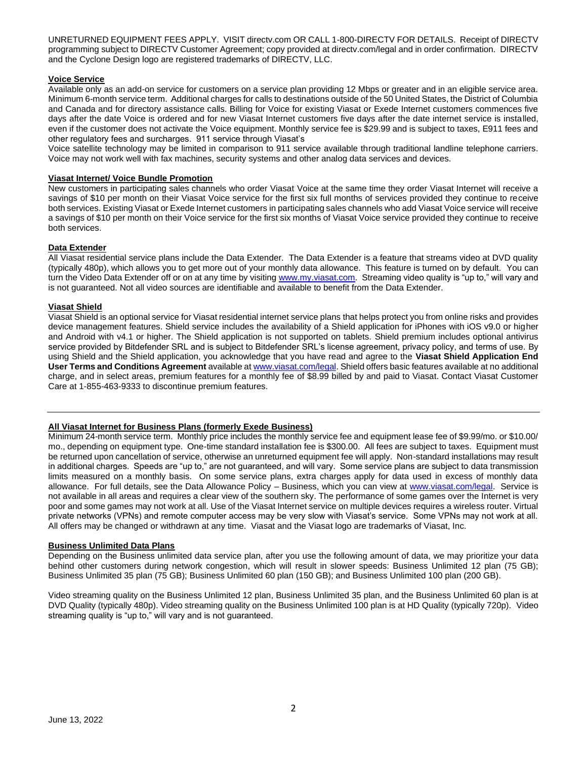UNRETURNED EQUIPMENT FEES APPLY. VISIT directv.com OR CALL 1-800-DIRECTV FOR DETAILS. Receipt of DIRECTV programming subject to DIRECTV Customer Agreement; copy provided at directv.com/legal and in order confirmation. DIRECTV and the Cyclone Design logo are registered trademarks of DIRECTV, LLC.

**Voice Service**

Available only as an add-on service for customers on a service plan providing 12 Mbps or greater and in an eligible service area. Minimum 6-month service term. Additional charges for calls to destinations outside of the 50 United States, the District of Columbia and Canada and for directory assistance calls. Billing for Voice for existing Viasat or Exede Internet customers commences five days after the date Voice is ordered and for new Viasat Internet customers five days after the date internet service is installed, even if the customer does not activate the Voice equipment. Monthly service fee is $29.99 and is subject to taxes, E911 fees and other regulatory fees and surcharges. 911 service through Viasat's Voice satellite technology may be limited in comparison to 911 service available through traditional landline telephone carriers. Voice may not work well with fax machines, security systems and other analog data services and devices.

**Viasat Internet/ Voice Bundle Promotion**

New customers in participating sales channels who order Viasat Voice at the same time they order Viasat Internet will receive a savings of $10 per month on their Viasat Voice service for the first six full months of services provided they continue to receive both services. Existing Viasat or Exede Internet customers in participating sales channels who add Viasat Voice service will receive a savings of $10 per month on their Voice service for the first six months of Viasat Voice service provided they continue to receive both services.

**Data Extender**

All Viasat residential service plans include the Data Extender. The Data Extender is a feature that streams video at DVD quality (typically 480p), which allows you to get more out of your monthly data allowance. This feature is turned on by default. You can turn the Video Data Extender off or on at any time by visiting www.my.viasat.com. Streaming video quality is "up to," will vary and is not guaranteed. Not all video sources are identifiable and available to benefit from the Data Extender.

**Viasat Shield**

Viasat Shield is an optional service for Viasat residential internet service plans that helps protect you from online risks and provides device management features. Shield service includes the availability of a Shield application for iPhones with iOS v9.0 or higher and Android with v4.1 or higher. The Shield application is not supported on tablets. Shield premium includes optional antivirus service provided by Bitdefender SRL and is subject to Bitdefender SRL's license agreement, privacy policy, and terms of use. By using Shield and the Shield application, you acknowledge that you have read and agree to the **Viasat Shield Application End User Terms and Conditions Agreement** available at www.viasat.com/legal. Shield offers basic features available at no additional charge, and in select areas, premium features for a monthly fee of $8.99 billed by and paid to Viasat. Contact Viasat Customer Care at 1-855-463-9333 to discontinue premium features.

---

**All Viasat Internet for Business Plans (formerly Exede Business)**

Minimum 24-month service term. Monthly price includes the monthly service fee and equipment lease fee of $9.99/mo. or $10.00/ mo., depending on equipment type. One-time standard installation fee is $300.00. All fees are subject to taxes. Equipment must be returned upon cancellation of service, otherwise an unreturned equipment fee will apply. Non-standard installations may result in additional charges. Speeds are "up to," are not guaranteed, and will vary. Some service plans are subject to data transmission limits measured on a monthly basis. On some service plans, extra charges apply for data used in excess of monthly data allowance. For full details, see the Data Allowance Policy – Business, which you can view at www.viasat.com/legal. Service is not available in all areas and requires a clear view of the southern sky. The performance of some games over the Internet is very poor and some games may not work at all. Use of the Viasat Internet service on multiple devices requires a wireless router. Virtual private networks (VPNs) and remote computer access may be very slow with Viasat's service. Some VPNs may not work at all. All offers may be changed or withdrawn at any time. Viasat and the Viasat logo are trademarks of Viasat, Inc.

**Business Unlimited Data Plans**

Depending on the Business unlimited data service plan, after you use the following amount of data, we may prioritize your data behind other customers during network congestion, which will result in slower speeds: Business Unlimited 12 plan (75 GB); Business Unlimited 35 plan (75 GB); Business Unlimited 60 plan (150 GB); and Business Unlimited 100 plan (200 GB).

Video streaming quality on the Business Unlimited 12 plan, Business Unlimited 35 plan, and the Business Unlimited 60 plan is at DVD Quality (typically 480p). Video streaming quality on the Business Unlimited 100 plan is at HD Quality (typically 720p). Video streaming quality is "up to," will vary and is not guaranteed.

June 13, 2022